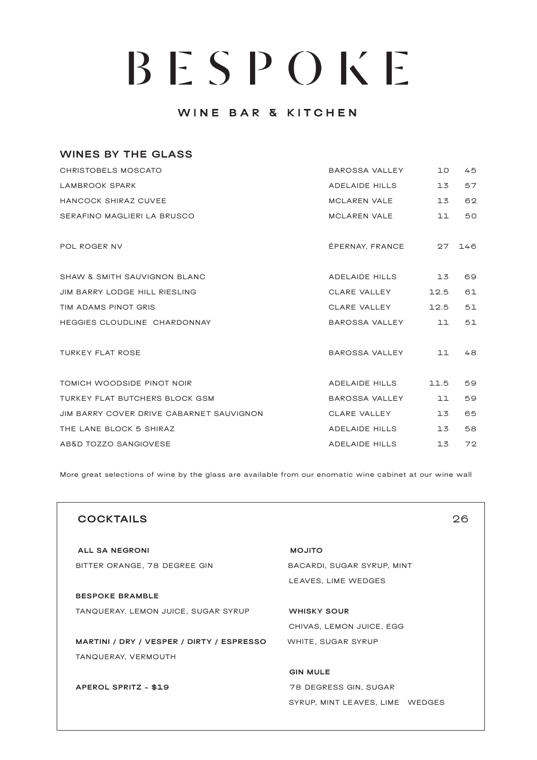# BESPOKE

## WINE BAR & KITCHEN

### WINES BY THE GLASS

| | | | |
|---|---|---|---|
| CHRISTOBELS MOSCATO | BAROSSA VALLEY | 10 | 45 |
| LAMBROOK SPARK | ADELAIDE HILLS | 13 | 57 |
| HANCOCK SHIRAZ CUVEE | MCLAREN VALE | 13 | 62 |
| SERAFINO MAGLIERI LA BRUSCO | MCLAREN VALE | 11 | 50 |
| POL ROGER NV | ÉPERNAY, FRANCE | 27 | 146 |
| SHAW & SMITH SAUVIGNON BLANC | ADELAIDE HILLS | 13 | 69 |
| JIM BARRY LODGE HILL RIESLING | CLARE VALLEY | 12.5 | 61 |
| TIM ADAMS PINOT GRIS | CLARE VALLEY | 12.5 | 51 |
| HEGGIES CLOUDLINE CHARDONNAY | BAROSSA VALLEY | 11 | 51 |
| TURKEY FLAT ROSE | BAROSSA VALLEY | 11 | 48 |
| TOMICH WOODSIDE PINOT NOIR | ADELAIDE HILLS | 11.5 | 59 |
| TURKEY FLAT BUTCHERS BLOCK GSM | BAROSSA VALLEY | 11 | 59 |
| JIM BARRY COVER DRIVE CABERNET SAUVIGNON | CLARE VALLEY | 13 | 65 |
| THE LANE BLOCK 5 SHIRAZ | ADELAIDE HILLS | 13 | 58 |
| AB&D TOZZO SANGIOVESE | ADELAIDE HILLS | 13 | 72 |

More great selections of wine by the glass are available from our enomatic wine cabinet at our wine wall

### COCKTAILS 26

**ALL SA NEGRONI**
BITTER ORANGE, 78 DEGREE GIN

**BESPOKE BRAMBLE**
TANQUERAY, LEMON JUICE, SUGAR SYRUP

**MARTINI / DRY / VESPER / DIRTY / ESPRESSO**
TANQUERAY, VERMOUTH

**APEROL SPRITZ - $19**

**MOJITO**
BACARDI, SUGAR SYRUP, MINT LEAVES, LIME WEDGES

**WHISKY SOUR**
CHIVAS, LEMON JUICE, EGG WHITE, SUGAR SYRUP

**GIN MULE**
78 DEGRESS GIN, SUGAR SYRUP, MINT LEAVES, LIME WEDGES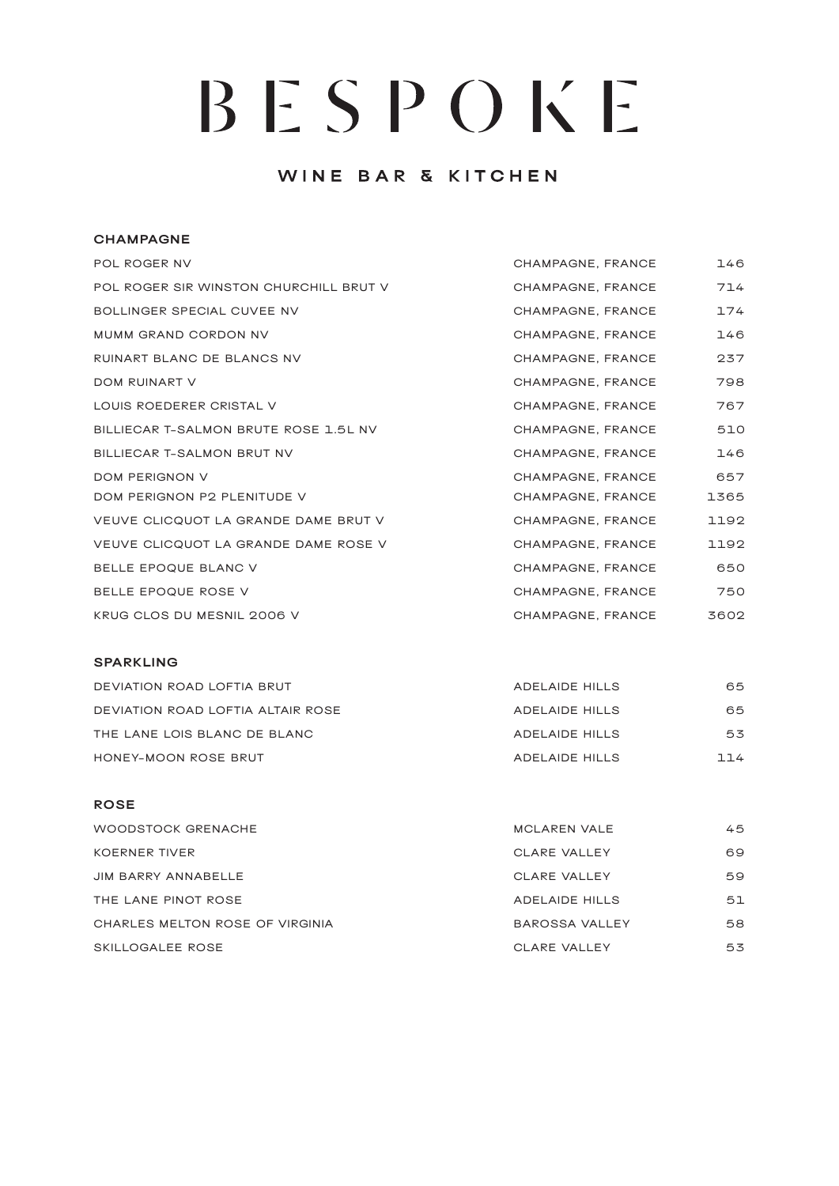# BESPOKE

## WINE BAR & KITCHEN

### CHAMPAGNE

| | | |
|---|---|---|
| POL ROGER NV | CHAMPAGNE, FRANCE | 146 |
| POL ROGER SIR WINSTON CHURCHILL BRUT V | CHAMPAGNE, FRANCE | 714 |
| BOLLINGER SPECIAL CUVEE NV | CHAMPAGNE, FRANCE | 174 |
| MUMM GRAND CORDON NV | CHAMPAGNE, FRANCE | 146 |
| RUINART BLANC DE BLANCS NV | CHAMPAGNE, FRANCE | 237 |
| DOM RUINART V | CHAMPAGNE, FRANCE | 798 |
| LOUIS ROEDERER CRISTAL V | CHAMPAGNE, FRANCE | 767 |
| BILLIECAR T-SALMON BRUTE ROSE 1.5L NV | CHAMPAGNE, FRANCE | 510 |
| BILLIECAR T-SALMON BRUT NV | CHAMPAGNE, FRANCE | 146 |
| DOM PERIGNON V | CHAMPAGNE, FRANCE | 657 |
| DOM PERIGNON P2 PLENITUDE V | CHAMPAGNE, FRANCE | 1365 |
| VEUVE CLICQUOT LA GRANDE DAME BRUT V | CHAMPAGNE, FRANCE | 1192 |
| VEUVE CLICQUOT LA GRANDE DAME ROSE V | CHAMPAGNE, FRANCE | 1192 |
| BELLE EPOQUE BLANC V | CHAMPAGNE, FRANCE | 650 |
| BELLE EPOQUE ROSE V | CHAMPAGNE, FRANCE | 750 |
| KRUG CLOS DU MESNIL 2006 V | CHAMPAGNE, FRANCE | 3602 |

### SPARKLING

| | | |
|---|---|---|
| DEVIATION ROAD LOFTIA BRUT | ADELAIDE HILLS | 65 |
| DEVIATION ROAD LOFTIA ALTAIR ROSE | ADELAIDE HILLS | 65 |
| THE LANE LOIS BLANC DE BLANC | ADELAIDE HILLS | 53 |
| HONEY-MOON ROSE BRUT | ADELAIDE HILLS | 114 |

### ROSE

| | | |
|---|---|---|
| WOODSTOCK GRENACHE | MCLAREN VALE | 45 |
| KOERNER TIVER | CLARE VALLEY | 69 |
| JIM BARRY ANNABELLE | CLARE VALLEY | 59 |
| THE LANE PINOT ROSE | ADELAIDE HILLS | 51 |
| CHARLES MELTON ROSE OF VIRGINIA | BAROSSA VALLEY | 58 |
| SKILLOGALEE ROSE | CLARE VALLEY | 53 |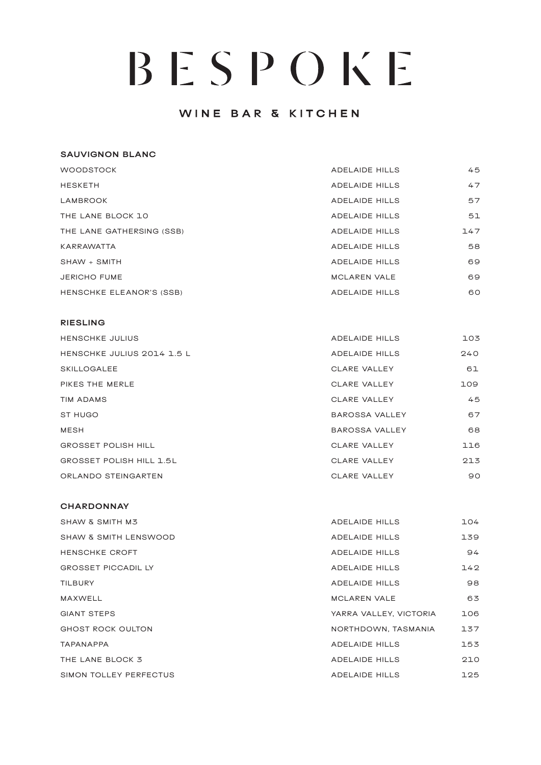# BESPOKE

## WINE BAR & KITCHEN

### SAUVIGNON BLANC

| | | |
|---|---|---|
| WOODSTOCK | ADELAIDE HILLS | 45 |
| HESKETH | ADELAIDE HILLS | 47 |
| LAMBROOK | ADELAIDE HILLS | 57 |
| THE LANE BLOCK 10 | ADELAIDE HILLS | 51 |
| THE LANE GATHERSING (SSB) | ADELAIDE HILLS | 147 |
| KARRAWATTA | ADELAIDE HILLS | 58 |
| SHAW + SMITH | ADELAIDE HILLS | 69 |
| JERICHO FUME | MCLAREN VALE | 69 |
| HENSCHKE ELEANOR'S (SSB) | ADELAIDE HILLS | 60 |

### RIESLING

| | | |
|---|---|---|
| HENSCHKE JULIUS | ADELAIDE HILLS | 103 |
| HENSCHKE JULIUS 2014 1.5 L | ADELAIDE HILLS | 240 |
| SKILLOGALEE | CLARE VALLEY | 61 |
| PIKES THE MERLE | CLARE VALLEY | 109 |
| TIM ADAMS | CLARE VALLEY | 45 |
| ST HUGO | BAROSSA VALLEY | 67 |
| MESH | BAROSSA VALLEY | 68 |
| GROSSET POLISH HILL | CLARE VALLEY | 116 |
| GROSSET POLISH HILL 1.5L | CLARE VALLEY | 213 |
| ORLANDO STEINGARTEN | CLARE VALLEY | 90 |

### CHARDONNAY

| | | |
|---|---|---|
| SHAW & SMITH M3 | ADELAIDE HILLS | 104 |
| SHAW & SMITH LENSWOOD | ADELAIDE HILLS | 139 |
| HENSCHKE CROFT | ADELAIDE HILLS | 94 |
| GROSSET PICCADIL LY | ADELAIDE HILLS | 142 |
| TILBURY | ADELAIDE HILLS | 98 |
| MAXWELL | MCLAREN VALE | 63 |
| GIANT STEPS | YARRA VALLEY, VICTORIA | 106 |
| GHOST ROCK OULTON | NORTHDOWN, TASMANIA | 137 |
| TAPANAPPA | ADELAIDE HILLS | 153 |
| THE LANE BLOCK 3 | ADELAIDE HILLS | 210 |
| SIMON TOLLEY PERFECTUS | ADELAIDE HILLS | 125 |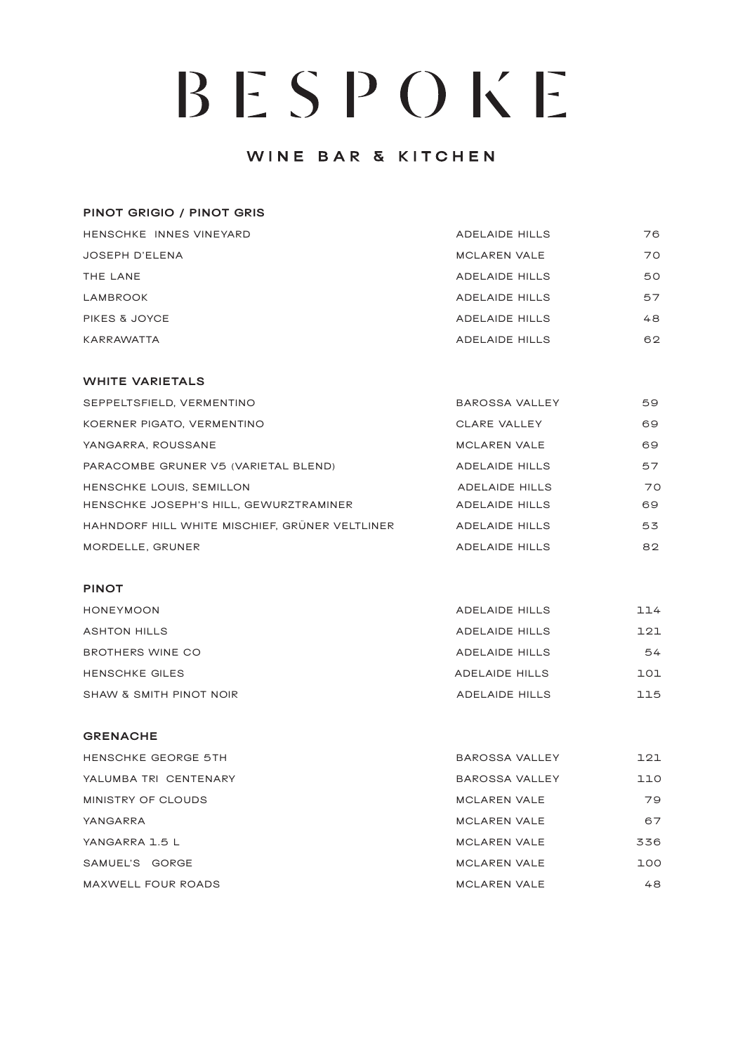# BESPOKE

## WINE BAR & KITCHEN

### PINOT GRIGIO / PINOT GRIS

| | | |
|---|---|---|
| HENSCHKE INNES VINEYARD | ADELAIDE HILLS | 76 |
| JOSEPH D'ELENA | MCLAREN VALE | 70 |
| THE LANE | ADELAIDE HILLS | 50 |
| LAMBROOK | ADELAIDE HILLS | 57 |
| PIKES & JOYCE | ADELAIDE HILLS | 48 |
| KARRAWATTA | ADELAIDE HILLS | 62 |

### WHITE VARIETALS

| | | |
|---|---|---|
| SEPPELTSFIELD, VERMENTINO | BAROSSA VALLEY | 59 |
| KOERNER PIGATO, VERMENTINO | CLARE VALLEY | 69 |
| YANGARRA, ROUSSANE | MCLAREN VALE | 69 |
| PARACOMBE GRUNER V5 (VARIETAL BLEND) | ADELAIDE HILLS | 57 |
| HENSCHKE LOUIS, SEMILLON | ADELAIDE HILLS | 70 |
| HENSCHKE JOSEPH'S HILL, GEWURZTRAMINER | ADELAIDE HILLS | 69 |
| HAHNDORF HILL WHITE MISCHIEF, GRÜNER VELTLINER | ADELAIDE HILLS | 53 |
| MORDELLE, GRUNER | ADELAIDE HILLS | 82 |

### PINOT

| | | |
|---|---|---|
| HONEYMOON | ADELAIDE HILLS | 114 |
| ASHTON HILLS | ADELAIDE HILLS | 121 |
| BROTHERS WINE CO | ADELAIDE HILLS | 54 |
| HENSCHKE GILES | ADELAIDE HILLS | 101 |
| SHAW & SMITH PINOT NOIR | ADELAIDE HILLS | 115 |

### GRENACHE

| | | |
|---|---|---|
| HENSCHKE GEORGE 5TH | BAROSSA VALLEY | 121 |
| YALUMBA TRI CENTENARY | BAROSSA VALLEY | 110 |
| MINISTRY OF CLOUDS | MCLAREN VALE | 79 |
| YANGARRA | MCLAREN VALE | 67 |
| YANGARRA 1.5 L | MCLAREN VALE | 336 |
| SAMUEL'S GORGE | MCLAREN VALE | 100 |
| MAXWELL FOUR ROADS | MCLAREN VALE | 48 |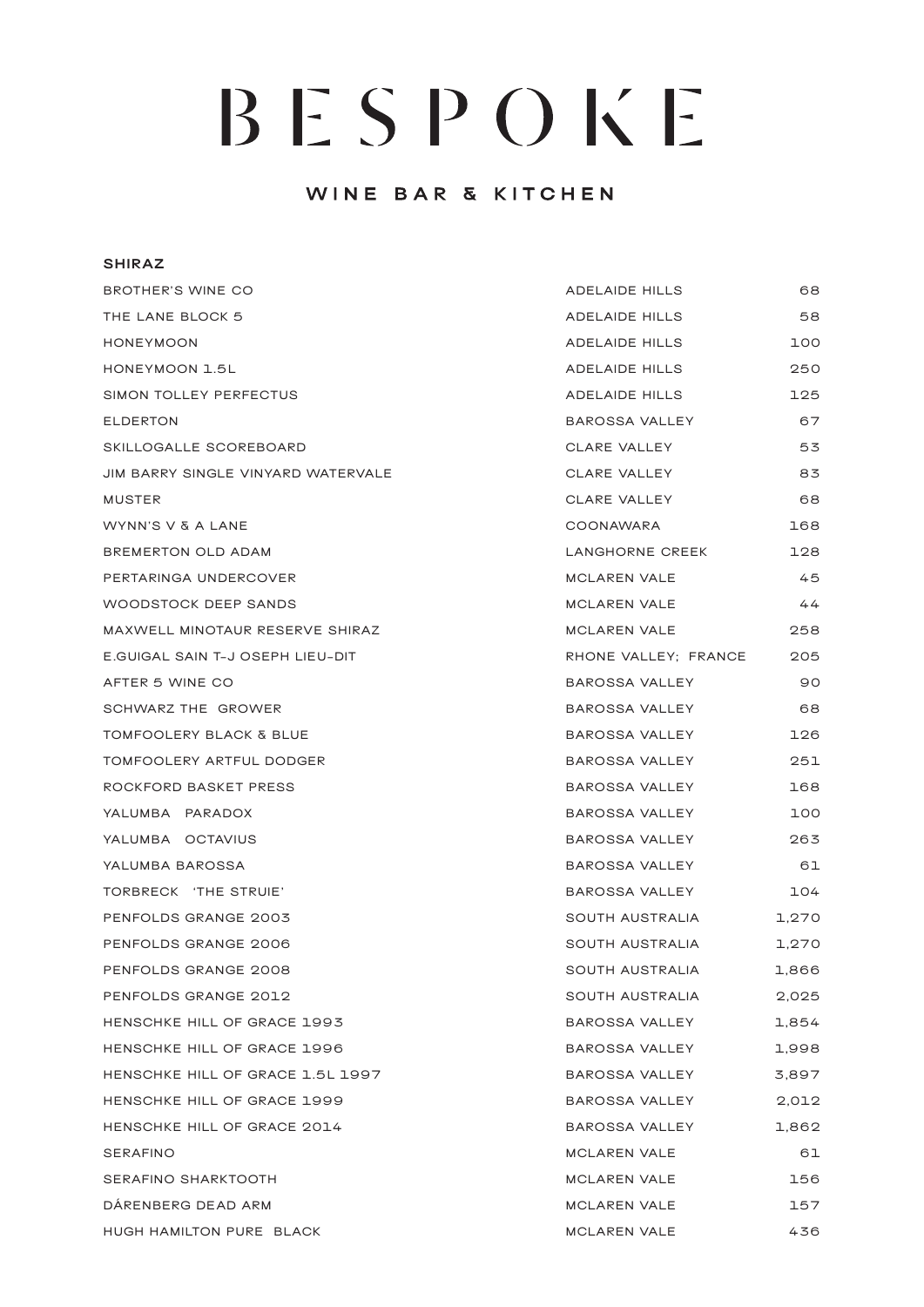# BESPOKE

## WINE BAR & KITCHEN

### SHIRAZ

| | | |
|---|---|---|
| BROTHER'S WINE CO | ADELAIDE HILLS | 68 |
| THE LANE BLOCK 5 | ADELAIDE HILLS | 58 |
| HONEYMOON | ADELAIDE HILLS | 100 |
| HONEYMOON 1.5L | ADELAIDE HILLS | 250 |
| SIMON TOLLEY PERFECTUS | ADELAIDE HILLS | 125 |
| ELDERTON | BAROSSA VALLEY | 67 |
| SKILLOGALLE SCOREBOARD | CLARE VALLEY | 53 |
| JIM BARRY SINGLE VINYARD WATERVALE | CLARE VALLEY | 83 |
| MUSTER | CLARE VALLEY | 68 |
| WYNN'S V & A LANE | COONAWARA | 168 |
| BREMERTON OLD ADAM | LANGHORNE CREEK | 128 |
| PERTARINGA UNDERCOVER | MCLAREN VALE | 45 |
| WOODSTOCK DEEP SANDS | MCLAREN VALE | 44 |
| MAXWELL MINOTAUR RESERVE SHIRAZ | MCLAREN VALE | 258 |
| E.GUIGAL SAIN T-J OSEPH LIEU-DIT | RHONE VALLEY; FRANCE | 205 |
| AFTER 5 WINE CO | BAROSSA VALLEY | 90 |
| SCHWARZ THE GROWER | BAROSSA VALLEY | 68 |
| TOMFOOLERY BLACK & BLUE | BAROSSA VALLEY | 126 |
| TOMFOOLERY ARTFUL DODGER | BAROSSA VALLEY | 251 |
| ROCKFORD BASKET PRESS | BAROSSA VALLEY | 168 |
| YALUMBA PARADOX | BAROSSA VALLEY | 100 |
| YALUMBA OCTAVIUS | BAROSSA VALLEY | 263 |
| YALUMBA BAROSSA | BAROSSA VALLEY | 61 |
| TORBRECK 'THE STRUIE' | BAROSSA VALLEY | 104 |
| PENFOLDS GRANGE 2003 | SOUTH AUSTRALIA | 1,270 |
| PENFOLDS GRANGE 2006 | SOUTH AUSTRALIA | 1,270 |
| PENFOLDS GRANGE 2008 | SOUTH AUSTRALIA | 1,866 |
| PENFOLDS GRANGE 2012 | SOUTH AUSTRALIA | 2,025 |
| HENSCHKE HILL OF GRACE 1993 | BAROSSA VALLEY | 1,854 |
| HENSCHKE HILL OF GRACE 1996 | BAROSSA VALLEY | 1,998 |
| HENSCHKE HILL OF GRACE 1.5L 1997 | BAROSSA VALLEY | 3,897 |
| HENSCHKE HILL OF GRACE 1999 | BAROSSA VALLEY | 2,012 |
| HENSCHKE HILL OF GRACE 2014 | BAROSSA VALLEY | 1,862 |
| SERAFINO | MCLAREN VALE | 61 |
| SERAFINO SHARKTOOTH | MCLAREN VALE | 156 |
| DÁRENBERG DEAD ARM | MCLAREN VALE | 157 |
| HUGH HAMILTON PURE BLACK | MCLAREN VALE | 436 |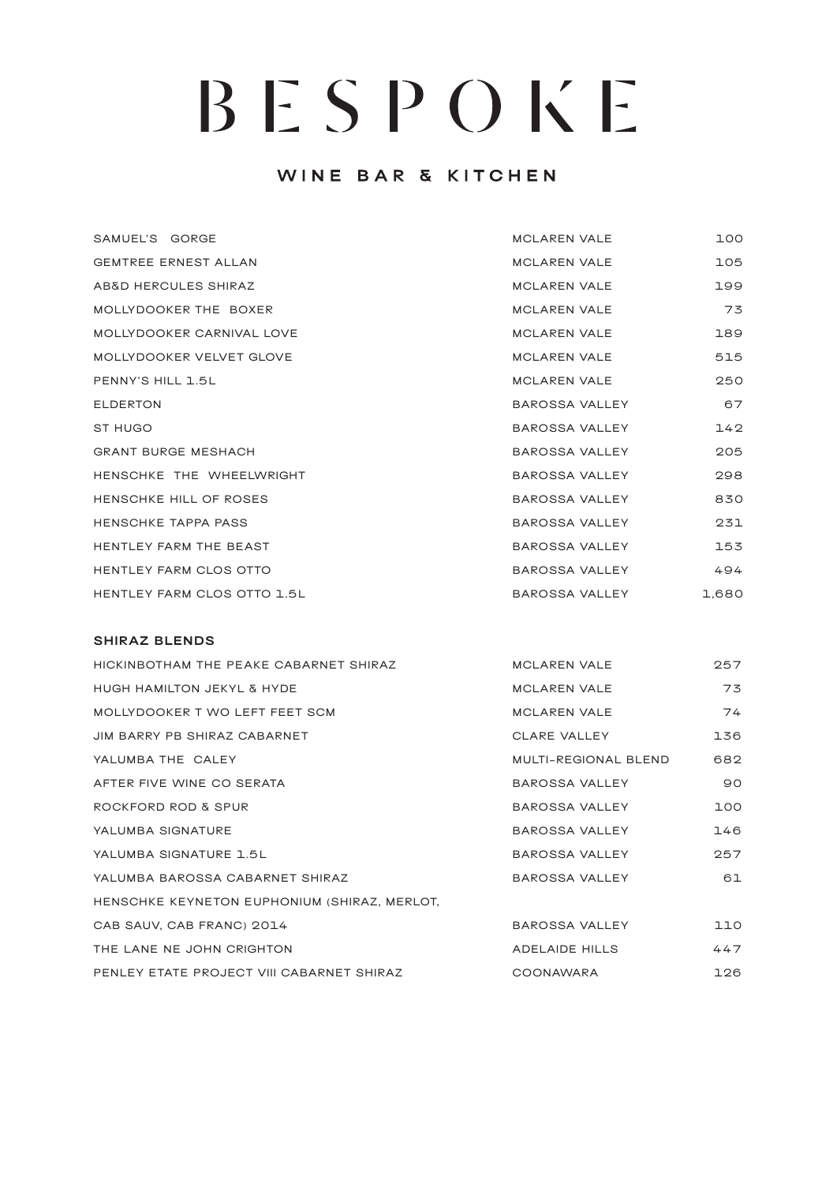# BESPOKE

## WINE BAR & KITCHEN

| | | |
|---|---|---|
| SAMUEL'S GORGE | MCLAREN VALE | 100 |
| GEMTREE ERNEST ALLAN | MCLAREN VALE | 105 |
| AB&D HERCULES SHIRAZ | MCLAREN VALE | 199 |
| MOLLYDOOKER THE BOXER | MCLAREN VALE | 73 |
| MOLLYDOOKER CARNIVAL LOVE | MCLAREN VALE | 189 |
| MOLLYDOOKER VELVET GLOVE | MCLAREN VALE | 515 |
| PENNY'S HILL 1.5L | MCLAREN VALE | 250 |
| ELDERTON | BAROSSA VALLEY | 67 |
| ST HUGO | BAROSSA VALLEY | 142 |
| GRANT BURGE MESHACH | BAROSSA VALLEY | 205 |
| HENSCHKE THE WHEELWRIGHT | BAROSSA VALLEY | 298 |
| HENSCHKE HILL OF ROSES | BAROSSA VALLEY | 830 |
| HENSCHKE TAPPA PASS | BAROSSA VALLEY | 231 |
| HENTLEY FARM THE BEAST | BAROSSA VALLEY | 153 |
| HENTLEY FARM CLOS OTTO | BAROSSA VALLEY | 494 |
| HENTLEY FARM CLOS OTTO 1.5L | BAROSSA VALLEY | 1,680 |

### SHIRAZ BLENDS

| | | |
|---|---|---|
| HICKINBOTHAM THE PEAKE CABARNET SHIRAZ | MCLAREN VALE | 257 |
| HUGH HAMILTON JEKYL & HYDE | MCLAREN VALE | 73 |
| MOLLYDOOKER T WO LEFT FEET SCM | MCLAREN VALE | 74 |
| JIM BARRY PB SHIRAZ CABARNET | CLARE VALLEY | 136 |
| YALUMBA THE CALEY | MULTI-REGIONAL BLEND | 682 |
| AFTER FIVE WINE CO SERATA | BAROSSA VALLEY | 90 |
| ROCKFORD ROD & SPUR | BAROSSA VALLEY | 100 |
| YALUMBA SIGNATURE | BAROSSA VALLEY | 146 |
| YALUMBA SIGNATURE 1.5L | BAROSSA VALLEY | 257 |
| YALUMBA BAROSSA CABARNET SHIRAZ | BAROSSA VALLEY | 61 |
| HENSCHKE KEYNETON EUPHONIUM (SHIRAZ, MERLOT, CAB SAUV, CAB FRANC) 2014 | BAROSSA VALLEY | 110 |
| THE LANE NE JOHN CRIGHTON | ADELAIDE HILLS | 447 |
| PENLEY ETATE PROJECT VIII CABARNET SHIRAZ | COONAWARA | 126 |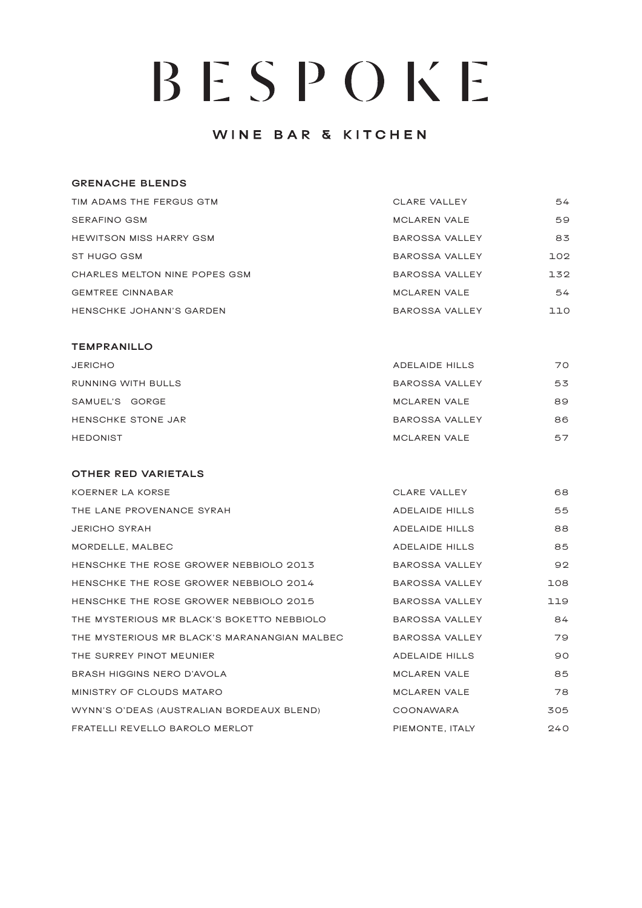# BESPOKE

## WINE BAR & KITCHEN

### GRENACHE BLENDS

| | | |
|---|---|---|
| TIM ADAMS THE FERGUS GTM | CLARE VALLEY | 54 |
| SERAFINO GSM | MCLAREN VALE | 59 |
| HEWITSON MISS HARRY GSM | BAROSSA VALLEY | 83 |
| ST HUGO GSM | BAROSSA VALLEY | 102 |
| CHARLES MELTON NINE POPES GSM | BAROSSA VALLEY | 132 |
| GEMTREE CINNABAR | MCLAREN VALE | 54 |
| HENSCHKE JOHANN'S GARDEN | BAROSSA VALLEY | 110 |

### TEMPRANILLO

| | | |
|---|---|---|
| JERICHO | ADELAIDE HILLS | 70 |
| RUNNING WITH BULLS | BAROSSA VALLEY | 53 |
| SAMUEL'S GORGE | MCLAREN VALE | 89 |
| HENSCHKE STONE JAR | BAROSSA VALLEY | 86 |
| HEDONIST | MCLAREN VALE | 57 |

### OTHER RED VARIETALS

| | | |
|---|---|---|
| KOERNER LA KORSE | CLARE VALLEY | 68 |
| THE LANE PROVENANCE SYRAH | ADELAIDE HILLS | 55 |
| JERICHO SYRAH | ADELAIDE HILLS | 88 |
| MORDELLE, MALBEC | ADELAIDE HILLS | 85 |
| HENSCHKE THE ROSE GROWER NEBBIOLO 2013 | BAROSSA VALLEY | 92 |
| HENSCHKE THE ROSE GROWER NEBBIOLO 2014 | BAROSSA VALLEY | 108 |
| HENSCHKE THE ROSE GROWER NEBBIOLO 2015 | BAROSSA VALLEY | 119 |
| THE MYSTERIOUS MR BLACK'S BOKETTO NEBBIOLO | BAROSSA VALLEY | 84 |
| THE MYSTERIOUS MR BLACK'S MARANANGIAN MALBEC | BAROSSA VALLEY | 79 |
| THE SURREY PINOT MEUNIER | ADELAIDE HILLS | 90 |
| BRASH HIGGINS NERO D'AVOLA | MCLAREN VALE | 85 |
| MINISTRY OF CLOUDS MATARO | MCLAREN VALE | 78 |
| WYNN'S O'DEAS (AUSTRALIAN BORDEAUX BLEND) | COONAWARA | 305 |
| FRATELLI REVELLO BAROLO MERLOT | PIEMONTE, ITALY | 240 |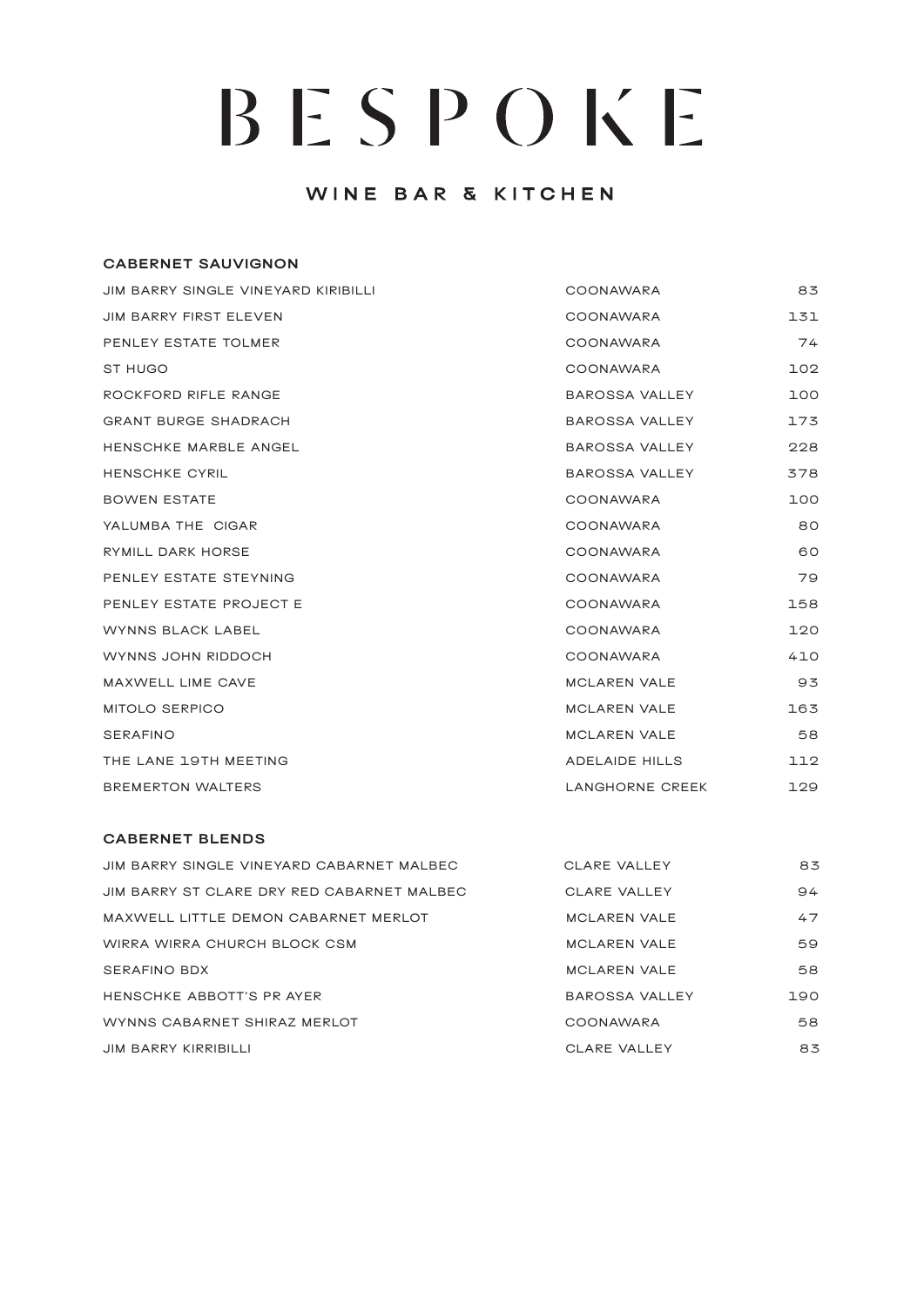# BESPOKE

## WINE BAR & KITCHEN

### CABERNET SAUVIGNON

| | | |
|---|---|---|
| JIM BARRY SINGLE VINEYARD KIRIBILLI | COONAWARA | 83 |
| JIM BARRY FIRST ELEVEN | COONAWARA | 131 |
| PENLEY ESTATE TOLMER | COONAWARA | 74 |
| ST HUGO | COONAWARA | 102 |
| ROCKFORD RIFLE RANGE | BAROSSA VALLEY | 100 |
| GRANT BURGE SHADRACH | BAROSSA VALLEY | 173 |
| HENSCHKE MARBLE ANGEL | BAROSSA VALLEY | 228 |
| HENSCHKE CYRIL | BAROSSA VALLEY | 378 |
| BOWEN ESTATE | COONAWARA | 100 |
| YALUMBA THE CIGAR | COONAWARA | 80 |
| RYMILL DARK HORSE | COONAWARA | 60 |
| PENLEY ESTATE STEYNING | COONAWARA | 79 |
| PENLEY ESTATE PROJECT E | COONAWARA | 158 |
| WYNNS BLACK LABEL | COONAWARA | 120 |
| WYNNS JOHN RIDDOCH | COONAWARA | 410 |
| MAXWELL LIME CAVE | MCLAREN VALE | 93 |
| MITOLO SERPICO | MCLAREN VALE | 163 |
| SERAFINO | MCLAREN VALE | 58 |
| THE LANE 19TH MEETING | ADELAIDE HILLS | 112 |
| BREMERTON WALTERS | LANGHORNE CREEK | 129 |

### CABERNET BLENDS

| | | |
|---|---|---|
| JIM BARRY SINGLE VINEYARD CABARNET MALBEC | CLARE VALLEY | 83 |
| JIM BARRY ST CLARE DRY RED CABARNET MALBEC | CLARE VALLEY | 94 |
| MAXWELL LITTLE DEMON CABARNET MERLOT | MCLAREN VALE | 47 |
| WIRRA WIRRA CHURCH BLOCK CSM | MCLAREN VALE | 59 |
| SERAFINO BDX | MCLAREN VALE | 58 |
| HENSCHKE ABBOTT'S PR AYER | BAROSSA VALLEY | 190 |
| WYNNS CABARNET SHIRAZ MERLOT | COONAWARA | 58 |
| JIM BARRY KIRRIBILLI | CLARE VALLEY | 83 |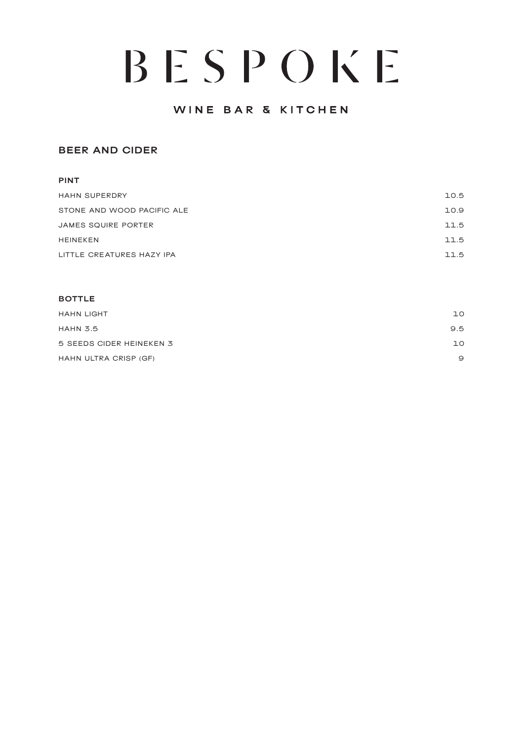# BESPOKE

WINE BAR & KITCHEN

## BEER AND CIDER

### PINT

| | |
|---|---|
| HAHN SUPERDRY | 10.5 |
| STONE AND WOOD PACIFIC ALE | 10.9 |
| JAMES SQUIRE PORTER | 11.5 |
| HEINEKEN | 11.5 |
| LITTLE CREATURES HAZY IPA | 11.5 |

### BOTTLE

| | |
|---|---|
| HAHN LIGHT | 10 |
| HAHN 3.5 | 9.5 |
| 5 SEEDS CIDER HEINEKEN 3 | 10 |
| HAHN ULTRA CRISP (GF) | 9 |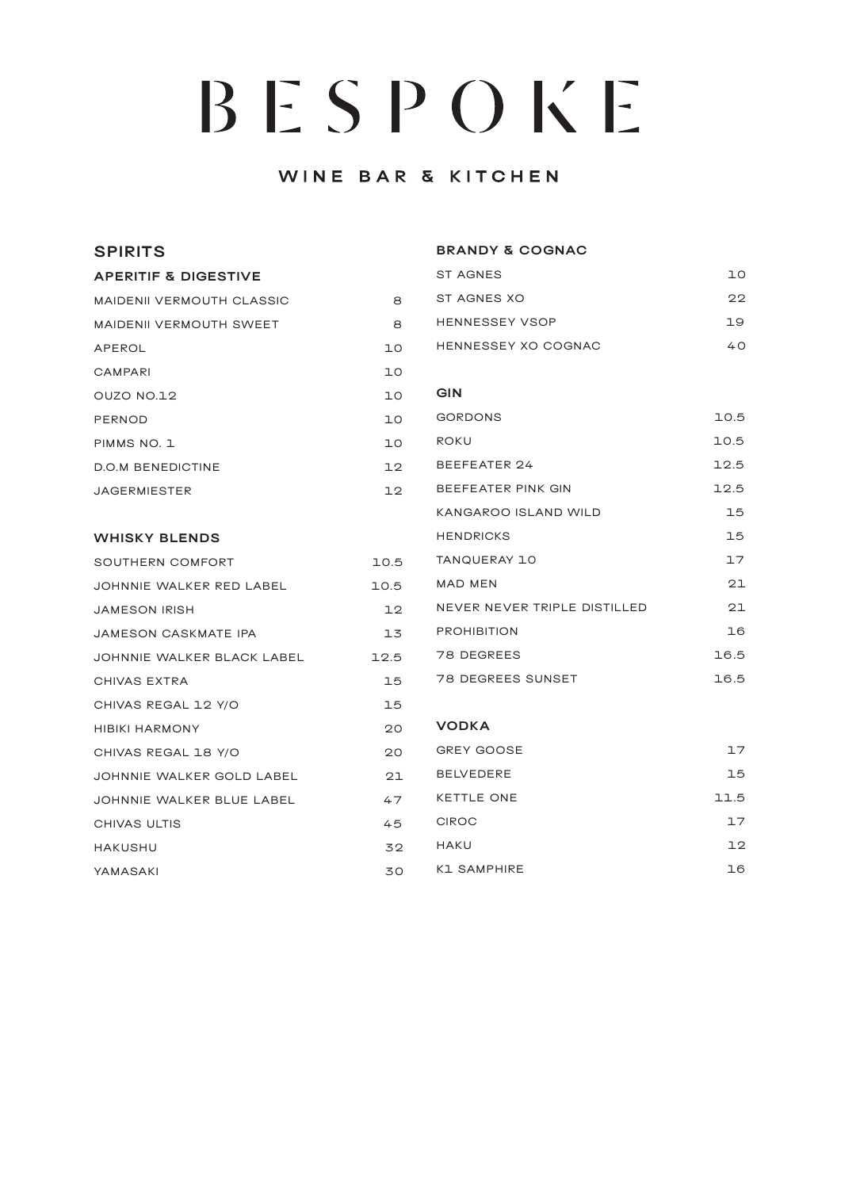# BESPOKE

## WINE BAR & KITCHEN

## SPIRITS

### APERITIF & DIGESTIVE

| Item | Price |
|---|---|
| MAIDENII VERMOUTH CLASSIC | 8 |
| MAIDENII VERMOUTH SWEET | 8 |
| APEROL | 10 |
| CAMPARI | 10 |
| OUZO NO.12 | 10 |
| PERNOD | 10 |
| PIMMS NO. 1 | 10 |
| D.O.M BENEDICTINE | 12 |
| JAGERMIESTER | 12 |

### WHISKY BLENDS

| Item | Price |
|---|---|
| SOUTHERN COMFORT | 10.5 |
| JOHNNIE WALKER RED LABEL | 10.5 |
| JAMESON IRISH | 12 |
| JAMESON CASKMATE IPA | 13 |
| JOHNNIE WALKER BLACK LABEL | 12.5 |
| CHIVAS EXTRA | 15 |
| CHIVAS REGAL 12 Y/O | 15 |
| HIBIKI HARMONY | 20 |
| CHIVAS REGAL 18 Y/O | 20 |
| JOHNNIE WALKER GOLD LABEL | 21 |
| JOHNNIE WALKER BLUE LABEL | 47 |
| CHIVAS ULTIS | 45 |
| HAKUSHU | 32 |
| YAMASAKI | 30 |

### BRANDY & COGNAC

| Item | Price |
|---|---|
| ST AGNES | 10 |
| ST AGNES XO | 22 |
| HENNESSEY VSOP | 19 |
| HENNESSEY XO COGNAC | 40 |

### GIN

| Item | Price |
|---|---|
| GORDONS | 10.5 |
| ROKU | 10.5 |
| BEEFEATER 24 | 12.5 |
| BEEFEATER PINK GIN | 12.5 |
| KANGAROO ISLAND WILD | 15 |
| HENDRICKS | 15 |
| TANQUERAY 10 | 17 |
| MAD MEN | 21 |
| NEVER NEVER TRIPLE DISTILLED | 21 |
| PROHIBITION | 16 |
| 78 DEGREES | 16.5 |
| 78 DEGREES SUNSET | 16.5 |

### VODKA

| Item | Price |
|---|---|
| GREY GOOSE | 17 |
| BELVEDERE | 15 |
| KETTLE ONE | 11.5 |
| CIROC | 17 |
| HAKU | 12 |
| K1 SAMPHIRE | 16 |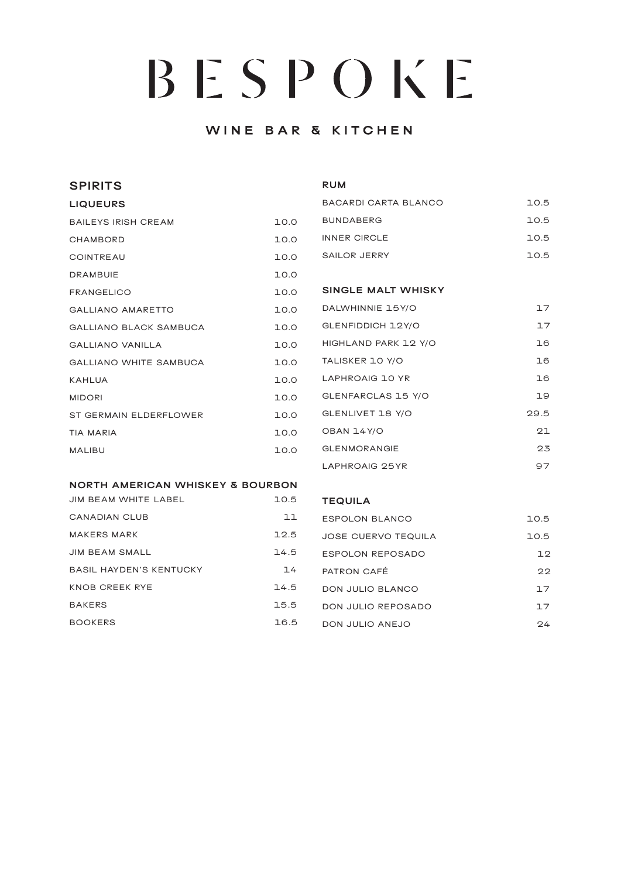# BESPOKE

## WINE BAR & KITCHEN

## SPIRITS

### LIQUEURS

| | |
|---|---|
| BAILEYS IRISH CREAM | 10.0 |
| CHAMBORD | 10.0 |
| COINTREAU | 10.0 |
| DRAMBUIE | 10.0 |
| FRANGELICO | 10.0 |
| GALLIANO AMARETTO | 10.0 |
| GALLIANO BLACK SAMBUCA | 10.0 |
| GALLIANO VANILLA | 10.0 |
| GALLIANO WHITE SAMBUCA | 10.0 |
| KAHLUA | 10.0 |
| MIDORI | 10.0 |
| ST GERMAIN ELDERFLOWER | 10.0 |
| TIA MARIA | 10.0 |
| MALIBU | 10.0 |

### NORTH AMERICAN WHISKEY & BOURBON

| | |
|---|---|
| JIM BEAM WHITE LABEL | 10.5 |
| CANADIAN CLUB | 11 |
| MAKERS MARK | 12.5 |
| JIM BEAM SMALL | 14.5 |
| BASIL HAYDEN'S KENTUCKY | 14 |
| KNOB CREEK RYE | 14.5 |
| BAKERS | 15.5 |
| BOOKERS | 16.5 |

### RUM

| | |
|---|---|
| BACARDI CARTA BLANCO | 10.5 |
| BUNDABERG | 10.5 |
| INNER CIRCLE | 10.5 |
| SAILOR JERRY | 10.5 |

### SINGLE MALT WHISKY

| | |
|---|---|
| DALWHINNIE 15Y/O | 17 |
| GLENFIDDICH 12Y/O | 17 |
| HIGHLAND PARK 12 Y/O | 16 |
| TALISKER 10 Y/O | 16 |
| LAPHROAIG 10 YR | 16 |
| GLENFARCLAS 15 Y/O | 19 |
| GLENLIVET 18 Y/O | 29.5 |
| OBAN 14Y/O | 21 |
| GLENMORANGIE | 23 |
| LAPHROAIG 25YR | 97 |

### TEQUILA

| | |
|---|---|
| ESPOLON BLANCO | 10.5 |
| JOSE CUERVO TEQUILA | 10.5 |
| ESPOLON REPOSADO | 12 |
| PATRON CAFÉ | 22 |
| DON JULIO BLANCO | 17 |
| DON JULIO REPOSADO | 17 |
| DON JULIO ANEJO | 24 |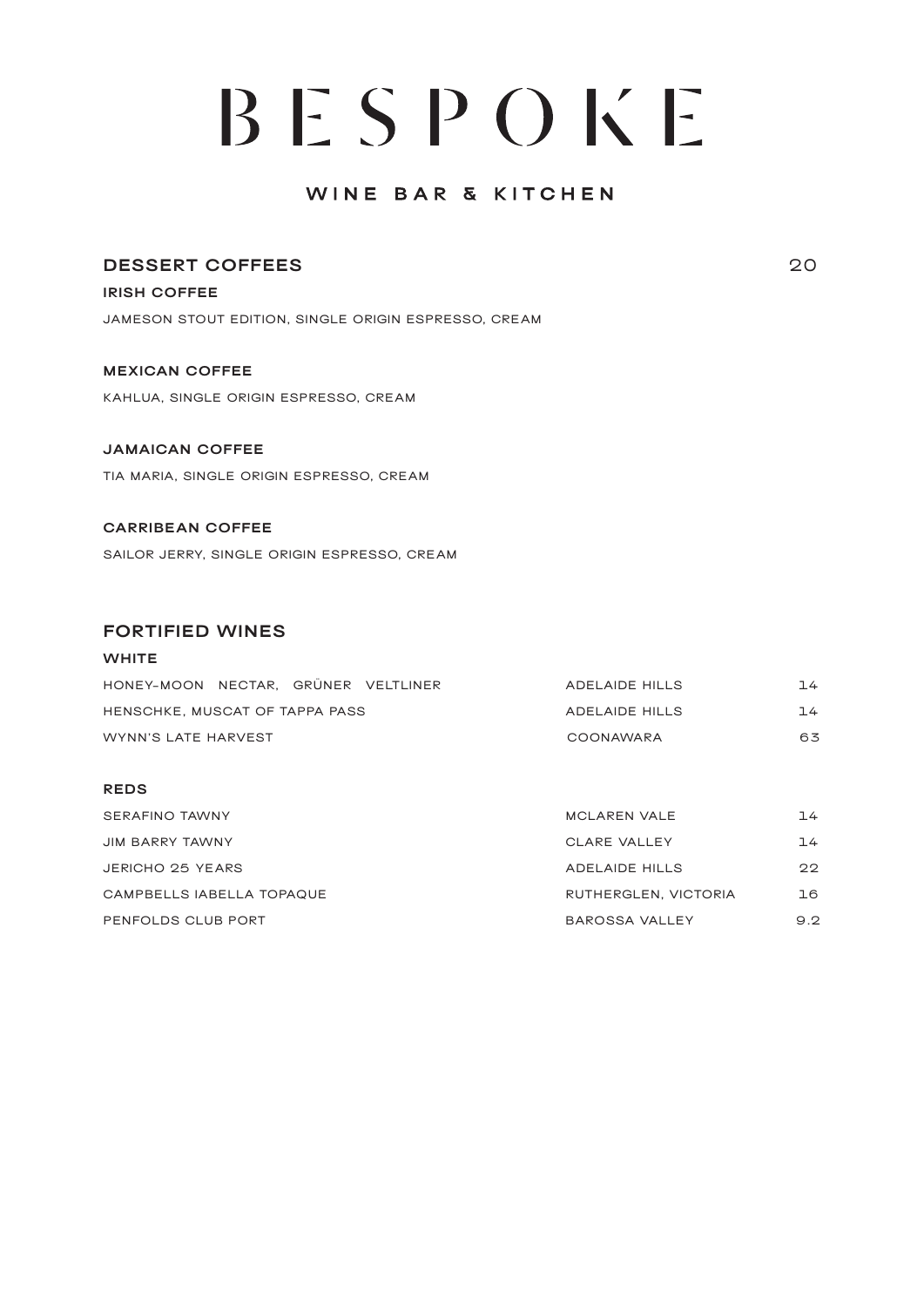# BESPOKE

## WINE BAR & KITCHEN

## DESSERT COFFEES 20

**IRISH COFFEE**

JAMESON STOUT EDITION, SINGLE ORIGIN ESPRESSO, CREAM

**MEXICAN COFFEE**

KAHLUA, SINGLE ORIGIN ESPRESSO, CREAM

**JAMAICAN COFFEE**

TIA MARIA, SINGLE ORIGIN ESPRESSO, CREAM

**CARRIBEAN COFFEE**

SAILOR JERRY, SINGLE ORIGIN ESPRESSO, CREAM

## FORTIFIED WINES

**WHITE**

| | | |
|---|---|---|
| HONEY-MOON NECTAR, GRÜNER VELTLINER | ADELAIDE HILLS | 14 |
| HENSCHKE, MUSCAT OF TAPPA PASS | ADELAIDE HILLS | 14 |
| WYNN'S LATE HARVEST | COONAWARA | 63 |

**REDS**

| | | |
|---|---|---|
| SERAFINO TAWNY | MCLAREN VALE | 14 |
| JIM BARRY TAWNY | CLARE VALLEY | 14 |
| JERICHO 25 YEARS | ADELAIDE HILLS | 22 |
| CAMPBELLS IABELLA TOPAQUE | RUTHERGLEN, VICTORIA | 16 |
| PENFOLDS CLUB PORT | BAROSSA VALLEY | 9.2 |